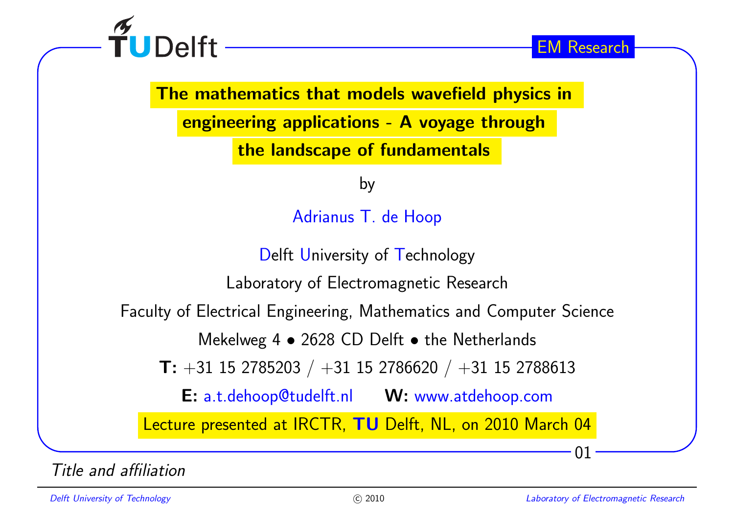TU Delft

EM Research

# The mathematics that models wavefield physics in engineering applications - A voyage through the landscape of fundamentals

by

Adrianus T. de Hoop

Delft University of Technology

Laboratory of Electromagnetic Research

Faculty of Electrical Engineering, Mathematics and Computer Science

Mekelweg 4 • 2628 CD Delft • the Netherlands

**T:** +31 15 2785203 / +31 15 2786620 / +31 15 2788613

**E:** a.t.dehoop@tudelft.nl **W:** www.atdehoop.com

Lecture presented at IRCTR, **TU** Delft, NL, on 2010 March 04

*Title and affiliation*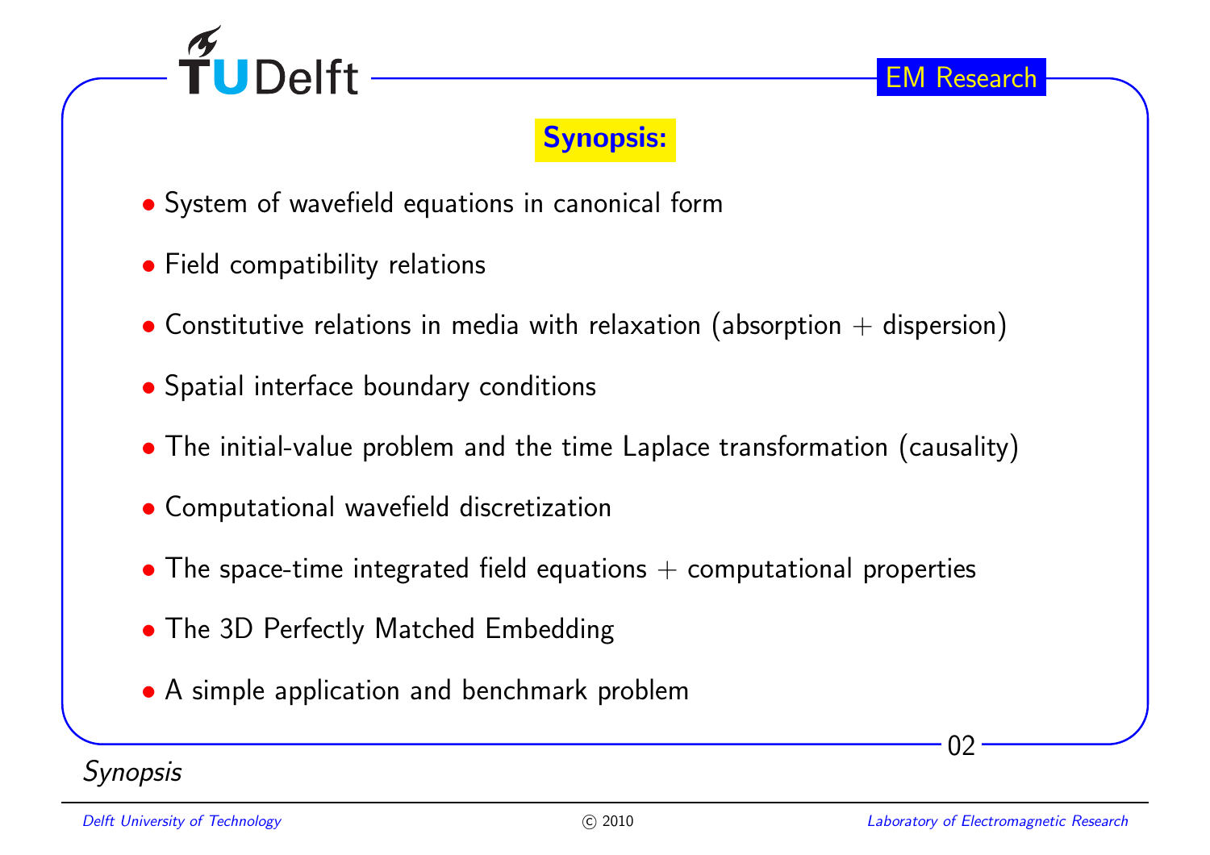# Synopsis:

- System of wavefield equations in canonical form
- Field compatibility relations
- Constitutive relations in media with relaxation (absorption + dispersion)
- Spatial interface boundary conditions
- The initial-value problem and the time Laplace transformation (causality)
- Computational wavefield discretization
- The space-time integrated field equations + computational properties
- The 3D Perfectly Matched Embedding
- A simple application and benchmark problem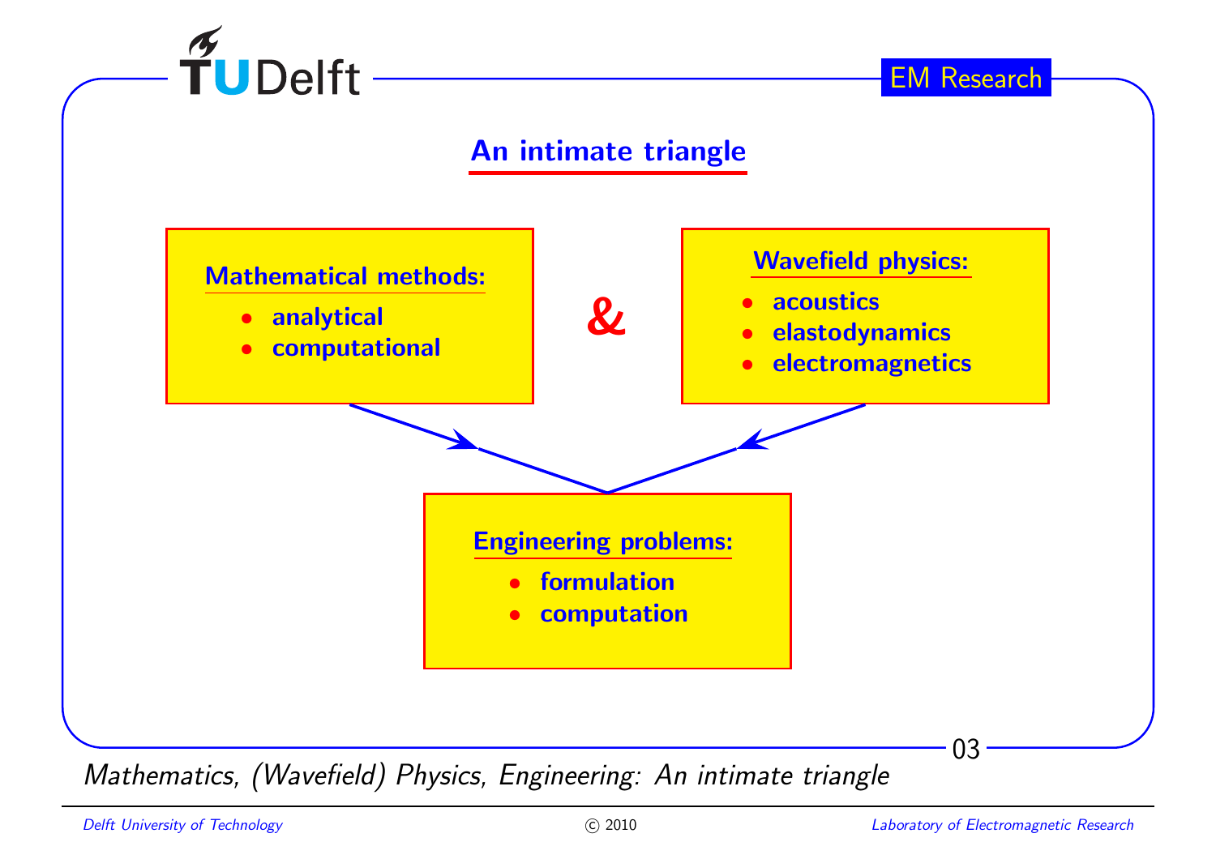## An intimate triangle

**Mathematical methods:**

- analytical
- computational

&

**Wavefield physics:**

- acoustics
- elastodynamics
- electromagnetics

**Engineering problems:**

- formulation
- computation

*Mathematics, (Wavefield) Physics, Engineering: An intimate triangle*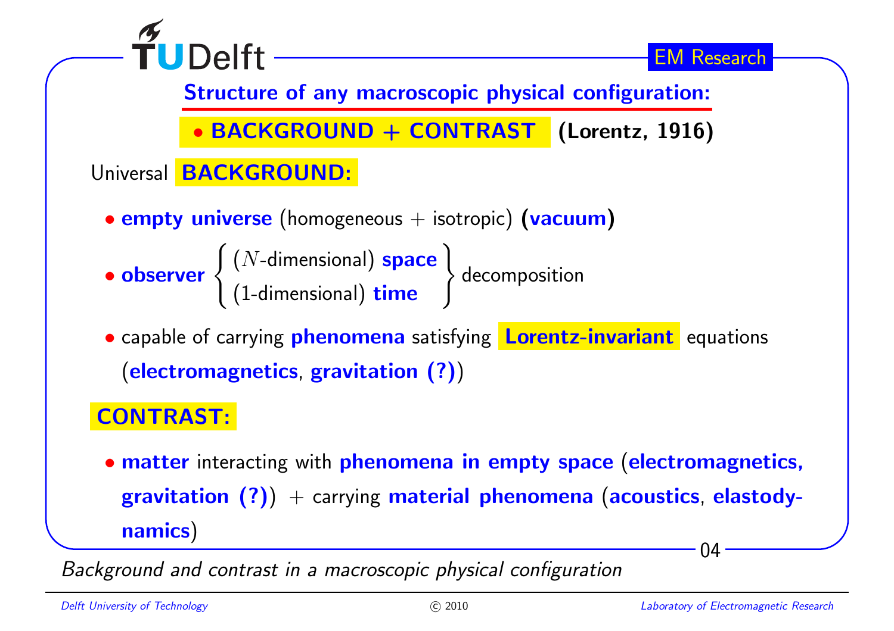## Structure of any macroscopic physical configuration:

- **BACKGROUND + CONTRAST** **(Lorentz, 1916)**

Universal **BACKGROUND:**

- **empty universe** (homogeneous + isotropic) **(vacuum)**
- **observer** $\left\{ \begin{array}{l} (N\text{-dimensional}) \textbf{ space} \\ (1\text{-dimensional}) \textbf{ time} \end{array} \right\}$ decomposition
- capable of carrying **phenomena** satisfying **Lorentz-invariant** equations (**electromagnetics**, **gravitation (?)**)

**CONTRAST:**

- **matter** interacting with **phenomena in empty space** (**electromagnetics, gravitation (?)**) + carrying **material phenomena** (**acoustics**, **elastodynamics**)

*Background and contrast in a macroscopic physical configuration*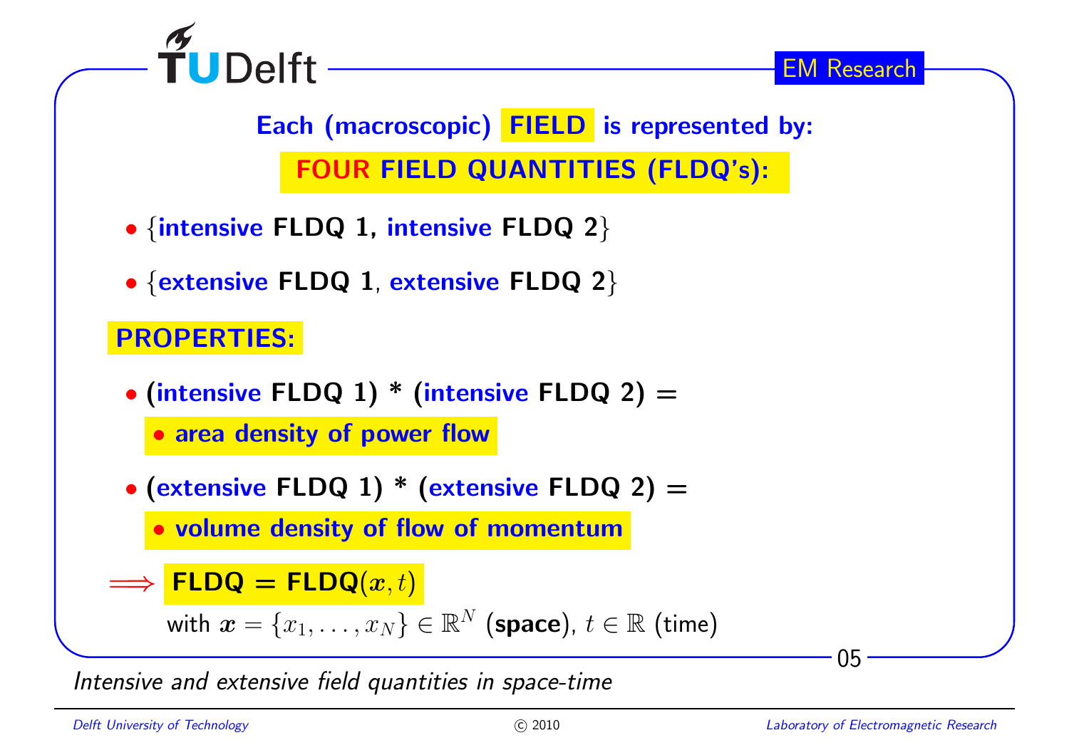**Each (macroscopic) FIELD is represented by:**

**FOUR FIELD QUANTITIES (FLDQ's):**

- {**intensive FLDQ 1, intensive FLDQ 2**}
- {**extensive FLDQ 1, extensive FLDQ 2**}

**PROPERTIES:**

- **(intensive FLDQ 1) * (intensive FLDQ 2) =**
  - **area density of power flow**
- **(extensive FLDQ 1) * (extensive FLDQ 2) =**
  - **volume density of flow of momentum**

$\Longrightarrow$ **FLDQ = FLDQ**$(\boldsymbol{x}, t)$

with $\boldsymbol{x} = \{x_1, \ldots, x_N\} \in \mathbb{R}^N$ (**space**), $t \in \mathbb{R}$ (time)

*Intensive and extensive field quantities in space-time*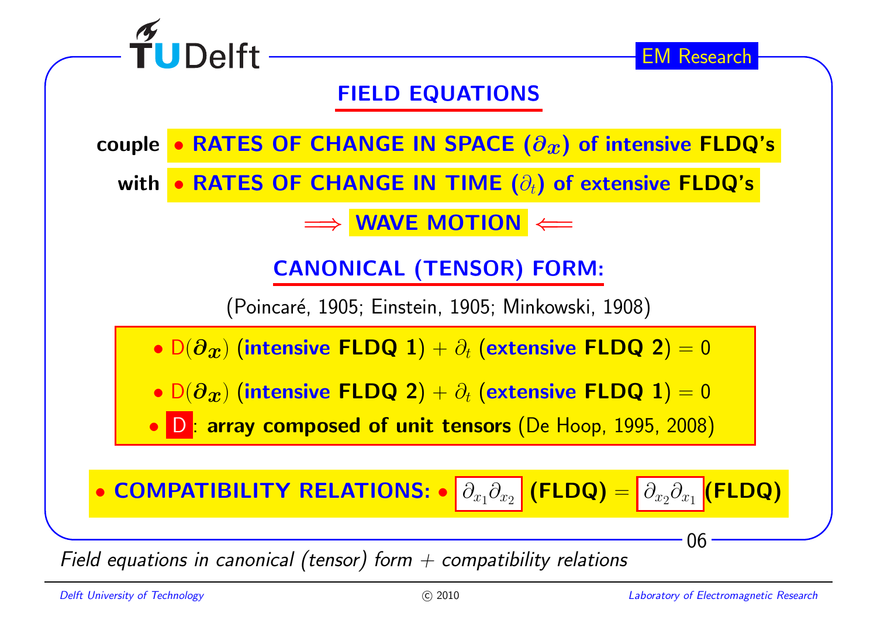## FIELD EQUATIONS

couple • **RATES OF CHANGE IN SPACE ($\partial_{\boldsymbol{x}}$) of intensive FLDQ's**

with • **RATES OF CHANGE IN TIME ($\partial_t$) of extensive FLDQ's**

$\Longrightarrow$ **WAVE MOTION** $\Longleftarrow$

## CANONICAL (TENSOR) FORM:

(Poincaré, 1905; Einstein, 1905; Minkowski, 1908)

- $\mathsf{D}(\boldsymbol{\partial_x})$ (**intensive FLDQ 1**) $+\ \partial_t$ (**extensive FLDQ 2**) $= 0$
- $\mathsf{D}(\boldsymbol{\partial_x})$ (**intensive FLDQ 2**) $+\ \partial_t$ (**extensive FLDQ 1**) $= 0$
- D: **array composed of unit tensors** (De Hoop, 1995, 2008)

- **COMPATIBILITY RELATIONS:** • $\partial_{x_1}\partial_{x_2}$ **(FLDQ)** $=$ $\partial_{x_2}\partial_{x_1}$ **(FLDQ)**

*Field equations in canonical (tensor) form + compatibility relations*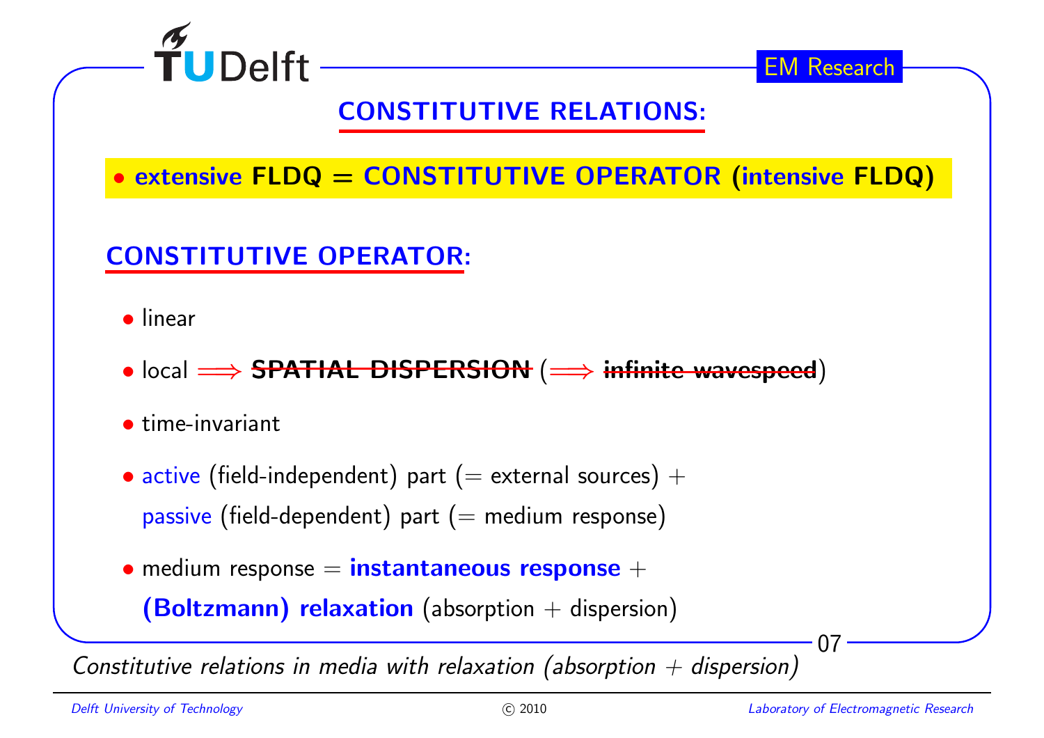## CONSTITUTIVE RELATIONS:

- **extensive FLDQ = CONSTITUTIVE OPERATOR (intensive FLDQ)**

### CONSTITUTIVE OPERATOR:

- linear
- local $\Longrightarrow$ ~~**SPATIAL DISPERSION**~~ ($\Longrightarrow$ ~~**infinite wavespeed**~~)
- time-invariant
- active (field-independent) part (= external sources) +
  passive (field-dependent) part (= medium response)
- medium response = **instantaneous response** +
  **(Boltzmann) relaxation** (absorption + dispersion)

*Constitutive relations in media with relaxation (absorption + dispersion)*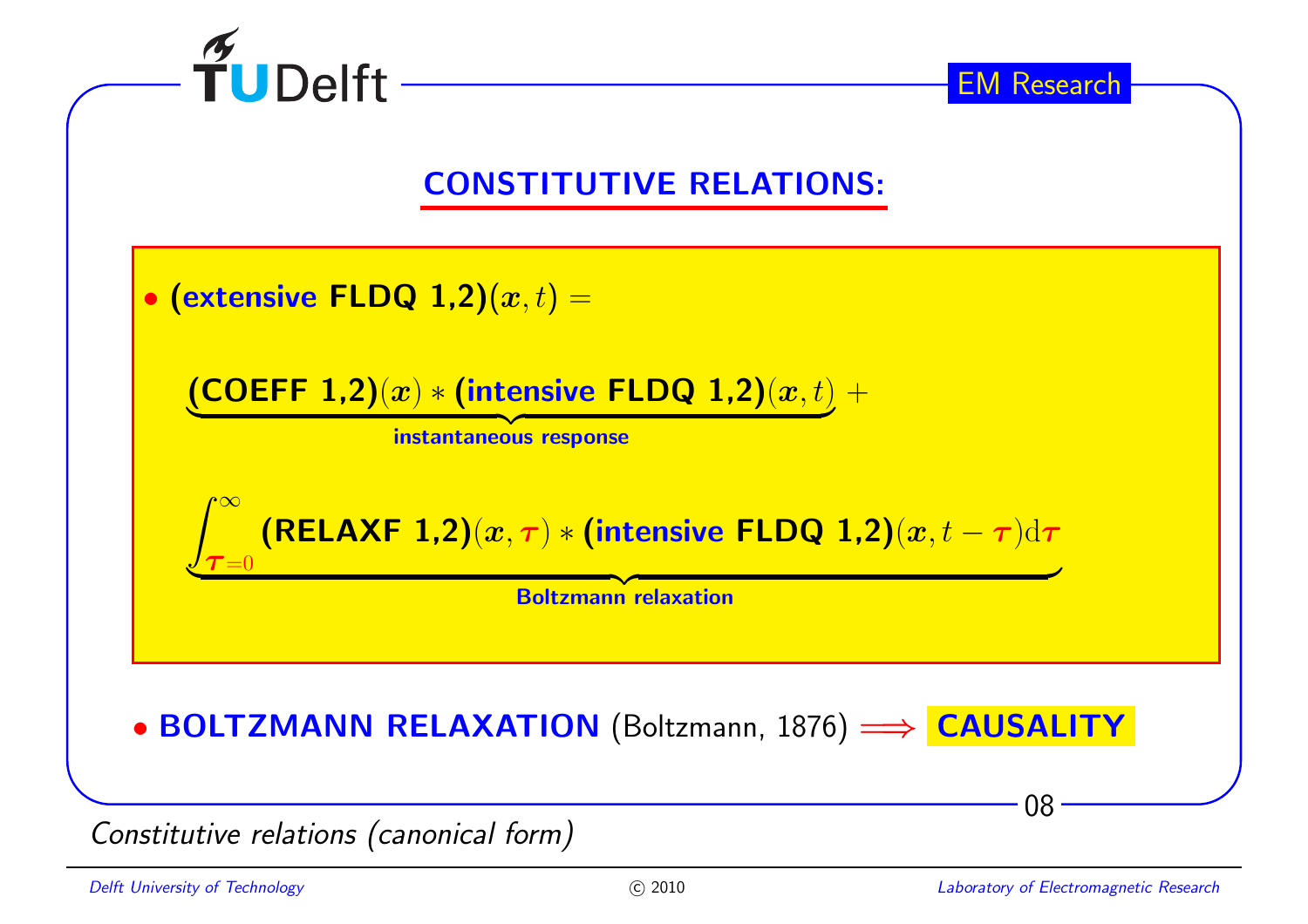## CONSTITUTIVE RELATIONS:

- **(extensive FLDQ 1,2)** $(\boldsymbol{x}, t) =$

$$\underbrace{\textbf{(COEFF 1,2)}(\boldsymbol{x}) * \textbf{(intensive FLDQ 1,2)}(\boldsymbol{x}, t)}_{\text{instantaneous response}} +$$

$$\underbrace{\int_{\boldsymbol{\tau}=0}^{\infty} \textbf{(RELAXF 1,2)}(\boldsymbol{x}, \boldsymbol{\tau}) * \textbf{(intensive FLDQ 1,2)}(\boldsymbol{x}, t - \boldsymbol{\tau}) \mathrm{d}\boldsymbol{\tau}}_{\text{Boltzmann relaxation}}$$

- **BOLTZMANN RELAXATION** (Boltzmann, 1876) $\Longrightarrow$ **CAUSALITY**

*Constitutive relations (canonical form)*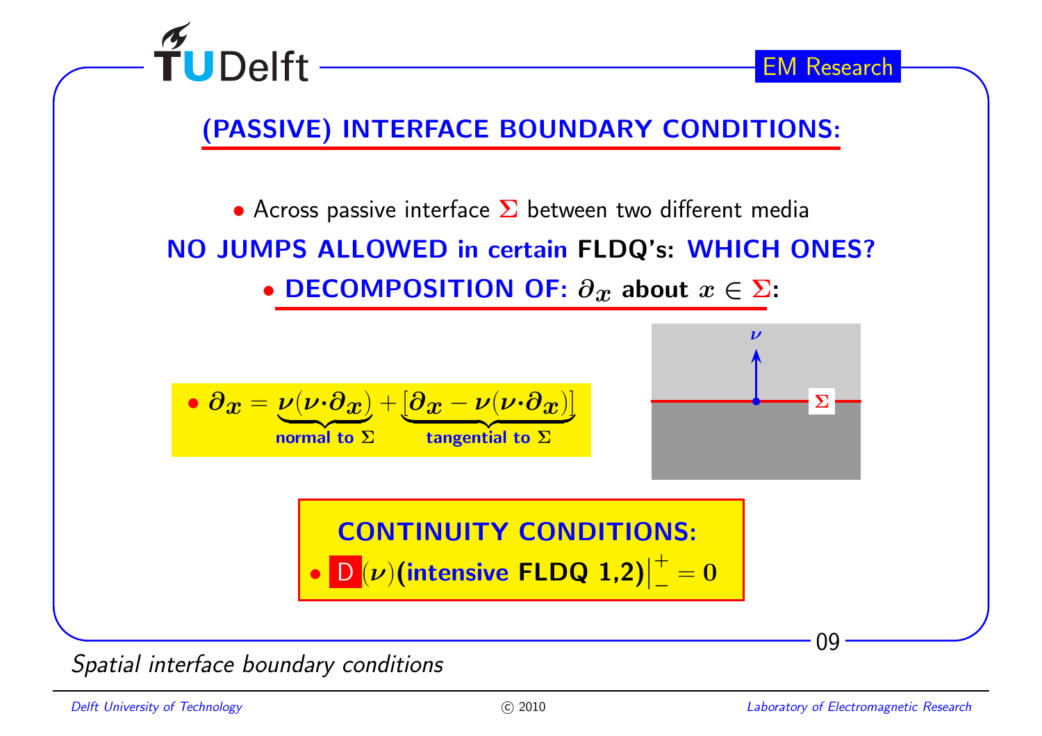## (PASSIVE) INTERFACE BOUNDARY CONDITIONS:

- Across passive interface $\Sigma$ between two different media

**NO JUMPS ALLOWED in certain FLDQ's: WHICH ONES?**

- **DECOMPOSITION OF: $\partial_x$ about $x \in \Sigma$:**

$$\bullet \ \partial_x = \underbrace{\nu(\nu \cdot \partial_x)}_{\text{normal to } \Sigma} + \underbrace{[\partial_x - \nu(\nu \cdot \partial_x)]}_{\text{tangential to } \Sigma}$$

**CONTINUITY CONDITIONS:**

$$\bullet \ \mathrm{D}(\nu)(\text{intensive FLDQ 1,2})\Big|_{-}^{+} = 0$$

*Spatial interface boundary conditions*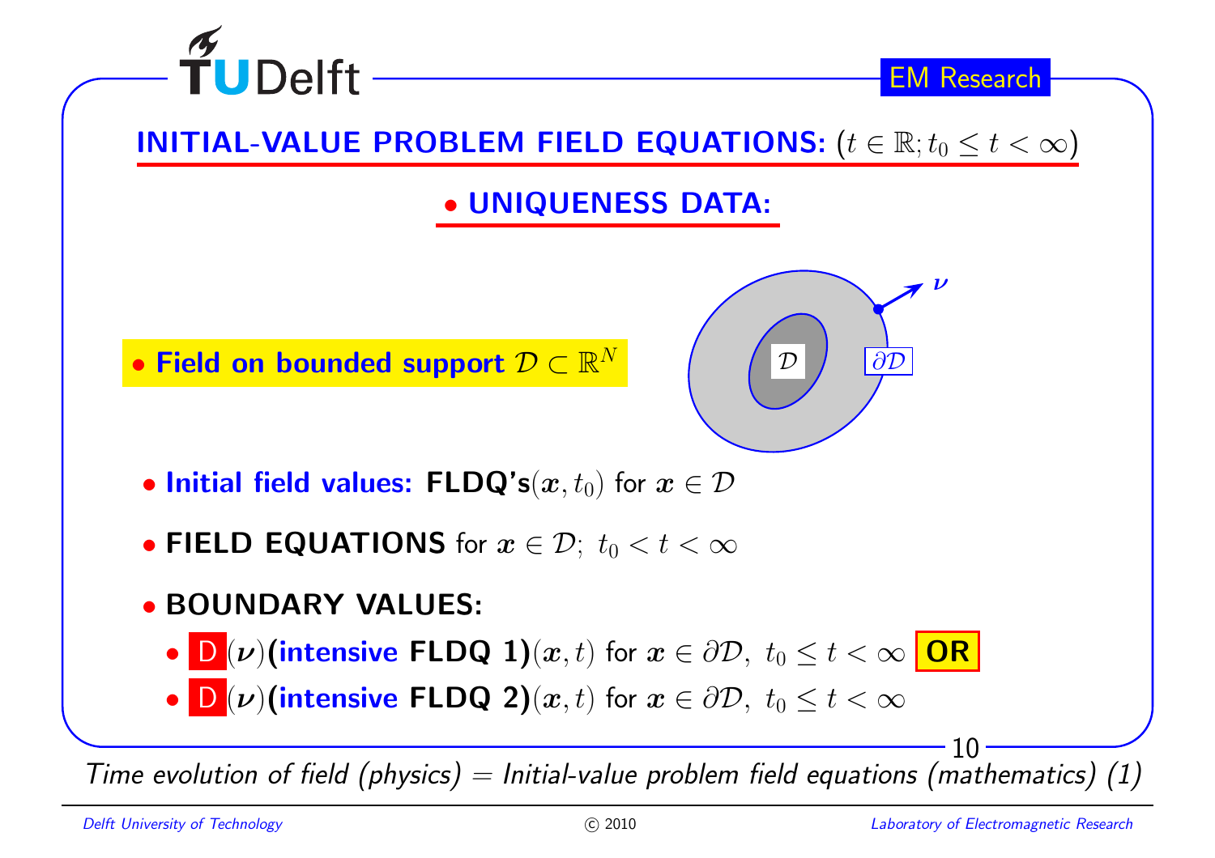## INITIAL-VALUE PROBLEM FIELD EQUATIONS: $(t \in \mathbb{R}; t_0 \leq t < \infty)$

### • UNIQUENESS DATA:

• **Field on bounded support** $\mathcal{D} \subset \mathbb{R}^N$

$\mathcal{D}$ $\partial\mathcal{D}$ $\boldsymbol{\nu}$

- **Initial field values: FLDQ's**$(\boldsymbol{x}, t_0)$ for $\boldsymbol{x} \in \mathcal{D}$
- **FIELD EQUATIONS** for $\boldsymbol{x} \in \mathcal{D};\ t_0 < t < \infty$
- **BOUNDARY VALUES:**
  - D$(\boldsymbol{\nu})$**(intensive FLDQ 1)**$(\boldsymbol{x}, t)$ for $\boldsymbol{x} \in \partial\mathcal{D},\ t_0 \leq t < \infty$ **OR**
  - D$(\boldsymbol{\nu})$**(intensive FLDQ 2)**$(\boldsymbol{x}, t)$ for $\boldsymbol{x} \in \partial\mathcal{D},\ t_0 \leq t < \infty$

*Time evolution of field (physics) = Initial-value problem field equations (mathematics) (1)*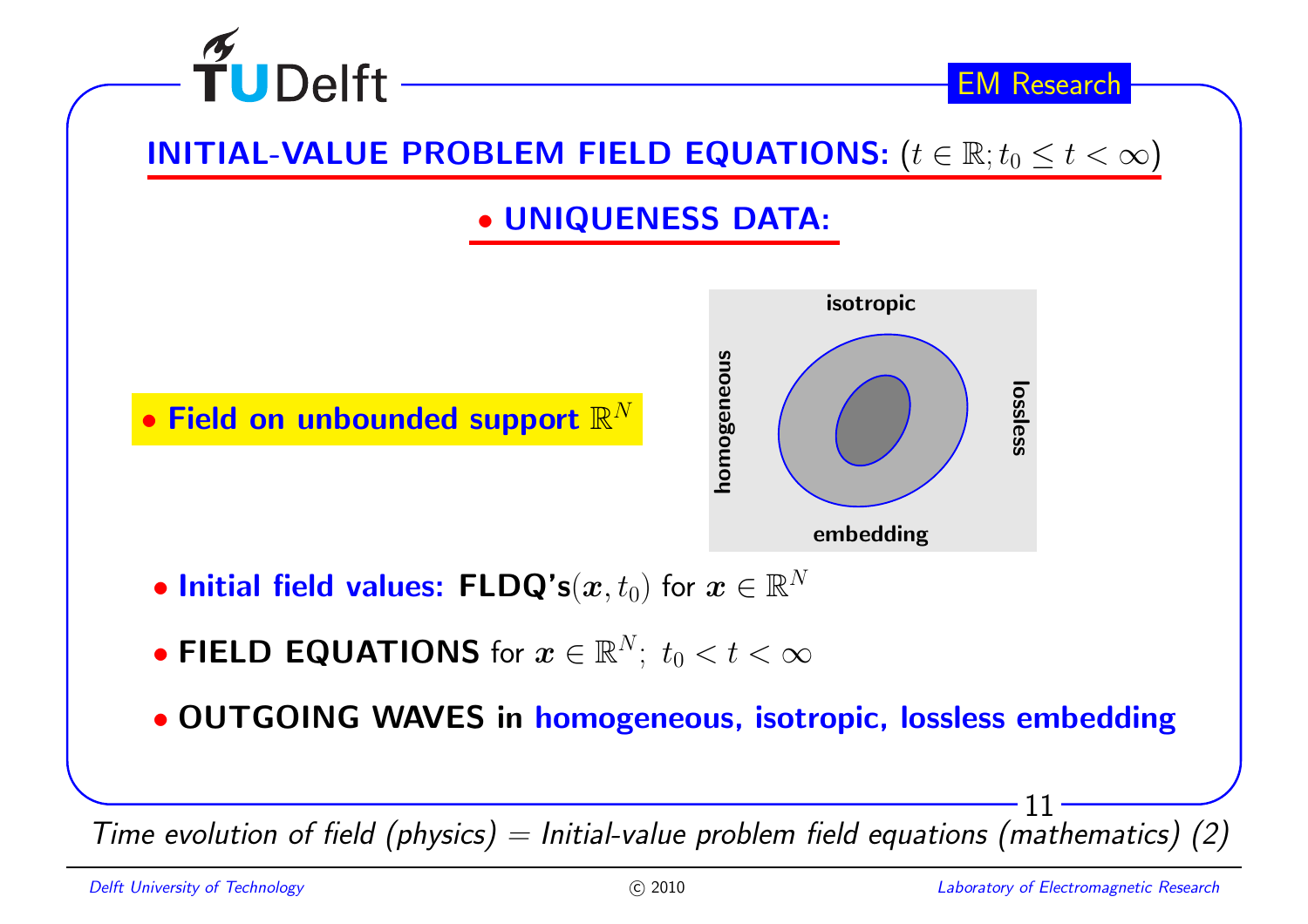## INITIAL-VALUE PROBLEM FIELD EQUATIONS: $(t \in \mathbb{R}; t_0 \leq t < \infty)$

### • UNIQUENESS DATA:

- **Field on unbounded support** $\mathbb{R}^N$

isotropic

homogeneous

lossless

embedding

- **Initial field values: FLDQ's**$(\boldsymbol{x}, t_0)$ for $\boldsymbol{x} \in \mathbb{R}^N$
- **FIELD EQUATIONS** for $\boldsymbol{x} \in \mathbb{R}^N;\ t_0 < t < \infty$
- **OUTGOING WAVES in homogeneous, isotropic, lossless embedding**

*Time evolution of field (physics) = Initial-value problem field equations (mathematics) (2)*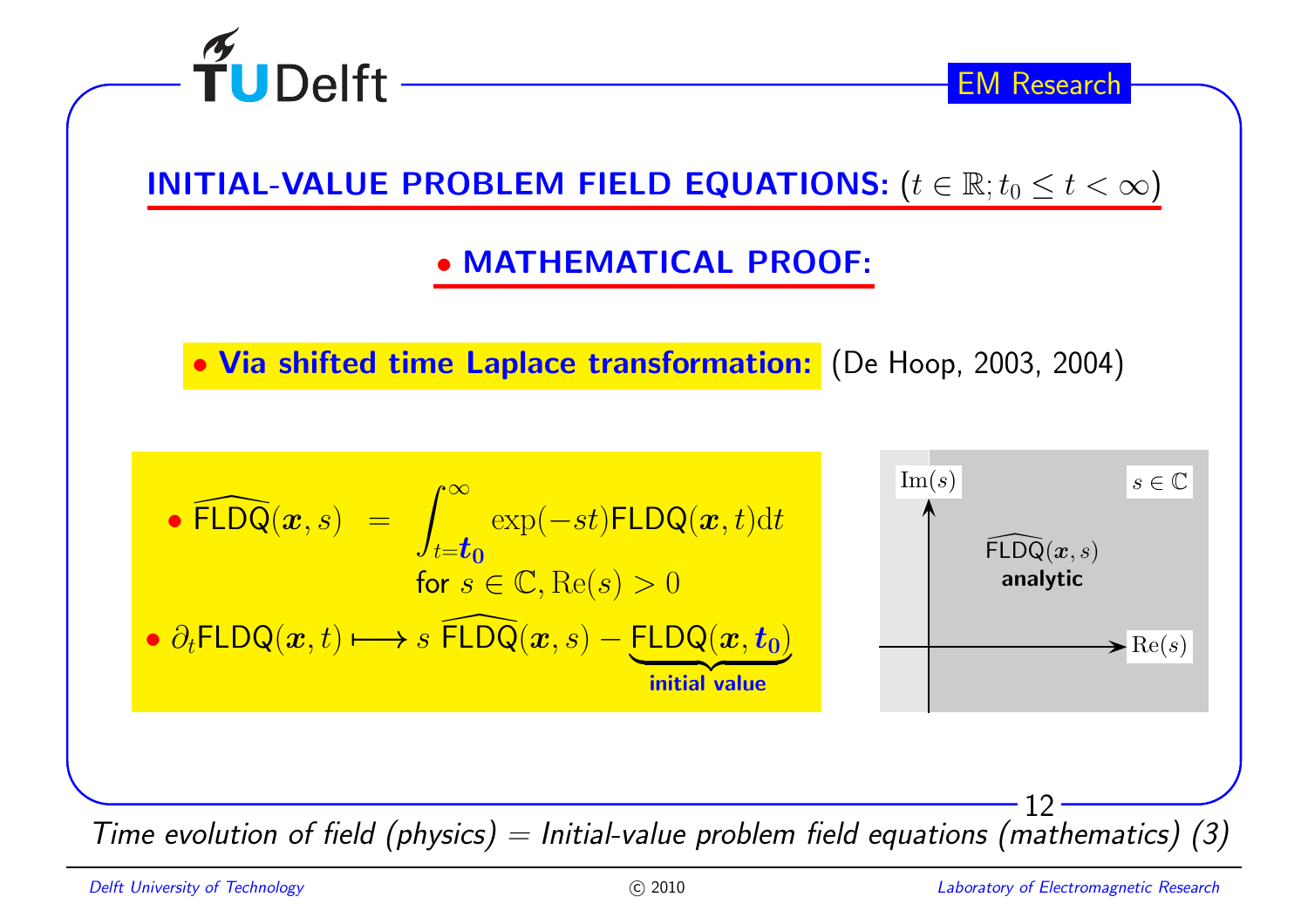## INITIAL-VALUE PROBLEM FIELD EQUATIONS: $(t \in \mathbb{R}; t_0 \leq t < \infty)$

### • MATHEMATICAL PROOF:

**• Via shifted time Laplace transformation:** (De Hoop, 2003, 2004)

- $$\widehat{\mathsf{FLDQ}}(\boldsymbol{x}, s) = \int_{t=\boldsymbol{t_0}}^{\infty} \exp(-st)\mathsf{FLDQ}(\boldsymbol{x}, t)\mathrm{d}t$$
  for $s \in \mathbb{C}, \mathrm{Re}(s) > 0$
- $$\partial_t \mathsf{FLDQ}(\boldsymbol{x}, t) \longmapsto s\,\widehat{\mathsf{FLDQ}}(\boldsymbol{x}, s) - \underbrace{\mathsf{FLDQ}(\boldsymbol{x}, \boldsymbol{t_0})}_{\text{initial value}}$$

$\mathrm{Im}(s)$ $\quad s \in \mathbb{C}$

$\widehat{\mathsf{FLDQ}}(\boldsymbol{x}, s)$ **analytic**

$\mathrm{Re}(s)$

*Time evolution of field (physics) = Initial-value problem field equations (mathematics) (3)*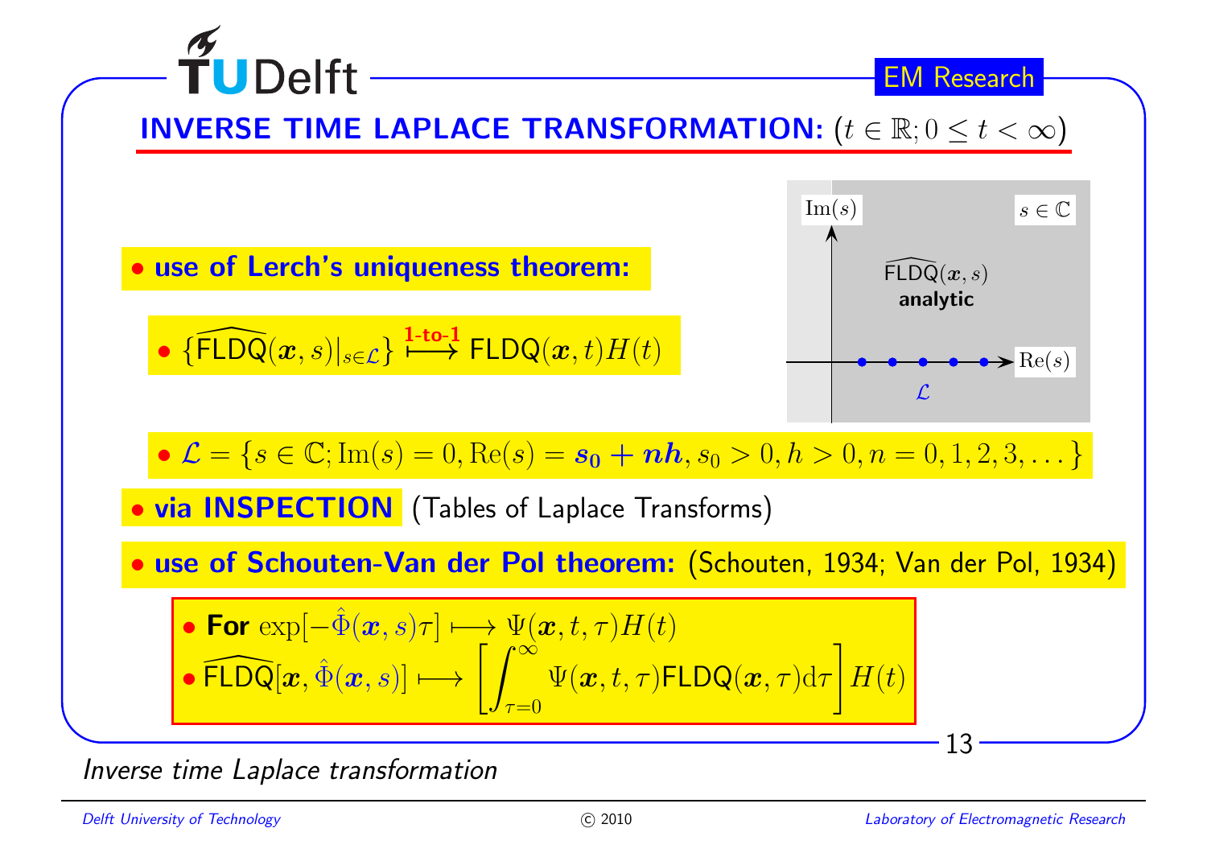## INVERSE TIME LAPLACE TRANSFORMATION: ($t \in \mathbb{R}; 0 \leq t < \infty$)

- **use of Lerch's uniqueness theorem:**
  - $\{\widehat{\mathsf{FLDQ}}(\boldsymbol{x}, s)|_{s \in \mathcal{L}}\} \overset{\textbf{1-to-1}}{\longmapsto} \mathsf{FLDQ}(\boldsymbol{x}, t)H(t)$

$\mathrm{Im}(s)$ — $s \in \mathbb{C}$ — $\widehat{\mathsf{FLDQ}}(\boldsymbol{x}, s)$ **analytic** — $\mathrm{Re}(s)$ — $\mathcal{L}$

- $\mathcal{L} = \{s \in \mathbb{C}; \mathrm{Im}(s) = 0, \mathrm{Re}(s) = \boldsymbol{s_0 + nh}, s_0 > 0, h > 0, n = 0, 1, 2, 3, \ldots\}$

- **via INSPECTION** (Tables of Laplace Transforms)

- **use of Schouten-Van der Pol theorem:** (Schouten, 1934; Van der Pol, 1934)
  - **For** $\exp[-\hat{\Phi}(\boldsymbol{x}, s)\tau] \longmapsto \Psi(\boldsymbol{x}, t, \tau)H(t)$
  - $\widehat{\mathsf{FLDQ}}[\boldsymbol{x}, \hat{\Phi}(\boldsymbol{x}, s)] \longmapsto \left[\int_{\tau=0}^{\infty} \Psi(\boldsymbol{x}, t, \tau)\mathsf{FLDQ}(\boldsymbol{x}, \tau)\mathrm{d}\tau\right] H(t)$

*Inverse time Laplace transformation*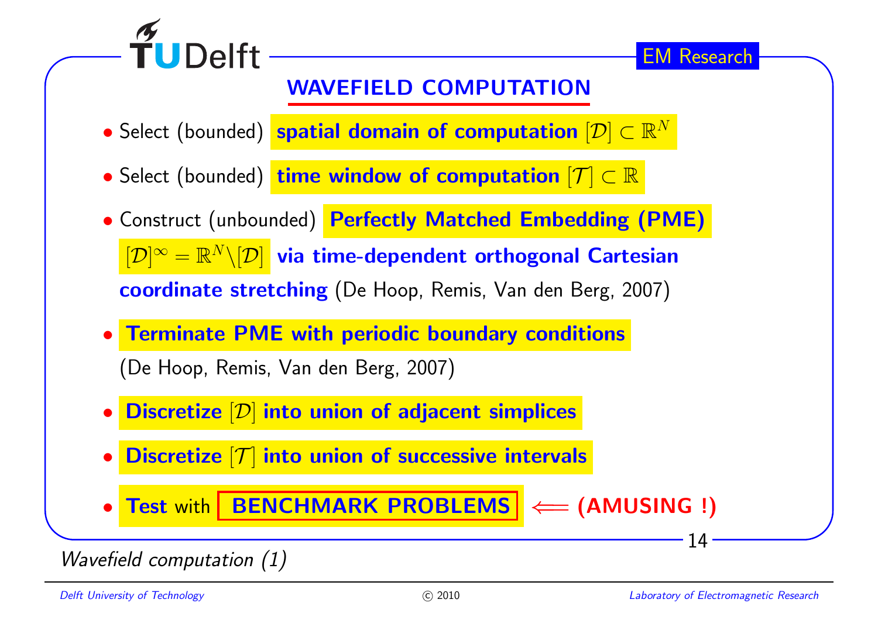## WAVEFIELD COMPUTATION

- Select (bounded) **spatial domain of computation $[\mathcal{D}] \subset \mathbb{R}^N$**
- Select (bounded) **time window of computation $[\mathcal{T}] \subset \mathbb{R}$**
- Construct (unbounded) **Perfectly Matched Embedding (PME)** $[\mathcal{D}]^\infty = \mathbb{R}^N \backslash [\mathcal{D}]$ **via time-dependent orthogonal Cartesian coordinate stretching** (De Hoop, Remis, Van den Berg, 2007)
- **Terminate PME with periodic boundary conditions** (De Hoop, Remis, Van den Berg, 2007)
- **Discretize $[\mathcal{D}]$ into union of adjacent simplices**
- **Discretize $[\mathcal{T}]$ into union of successive intervals**
- **Test** with **BENCHMARK PROBLEMS** $\Longleftarrow$ **(AMUSING !)**

*Wavefield computation (1)*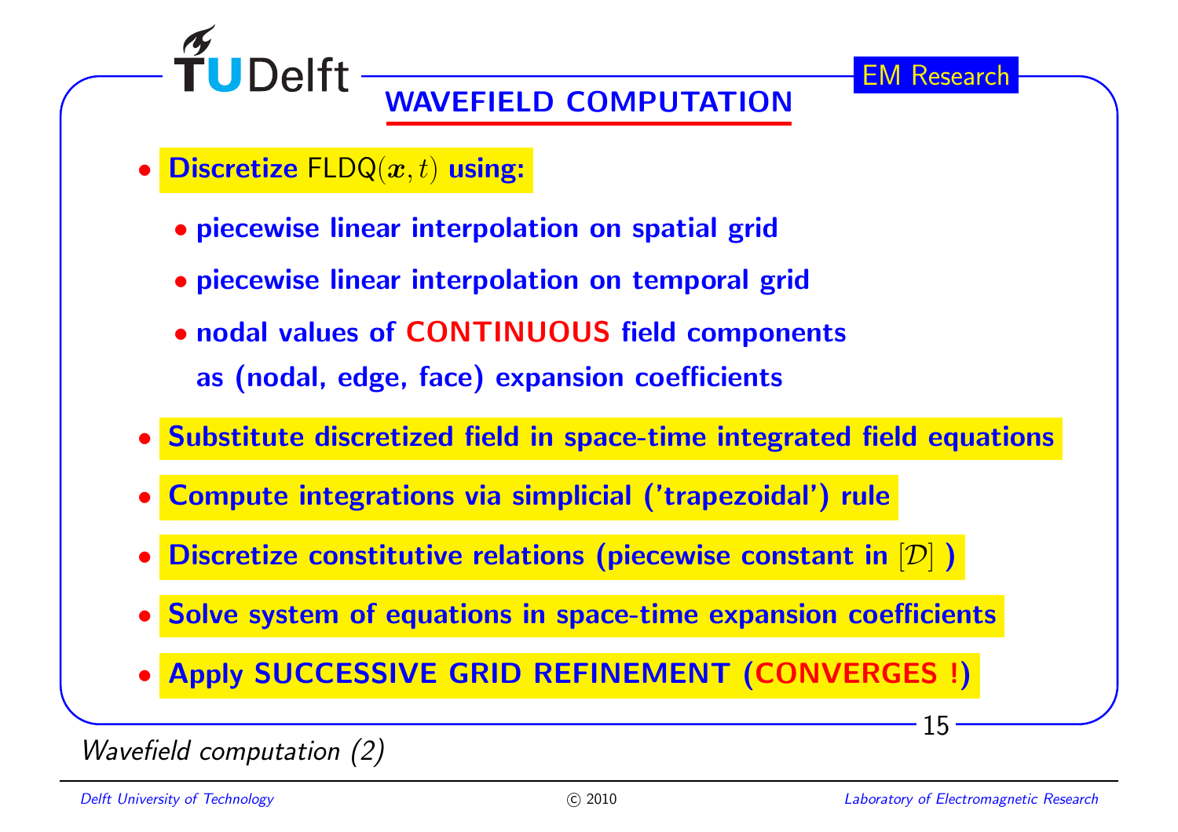## WAVEFIELD COMPUTATION

- **Discretize FLDQ$(\boldsymbol{x}, t)$ using:**
  - **piecewise linear interpolation on spatial grid**
  - **piecewise linear interpolation on temporal grid**
  - **nodal values of CONTINUOUS field components as (nodal, edge, face) expansion coefficients**
- **Substitute discretized field in space-time integrated field equations**
- **Compute integrations via simplicial ('trapezoidal') rule**
- **Discretize constitutive relations (piecewise constant in $[\mathcal{D}]$ )**
- **Solve system of equations in space-time expansion coefficients**
- **Apply SUCCESSIVE GRID REFINEMENT (CONVERGES !)**

*Wavefield computation (2)*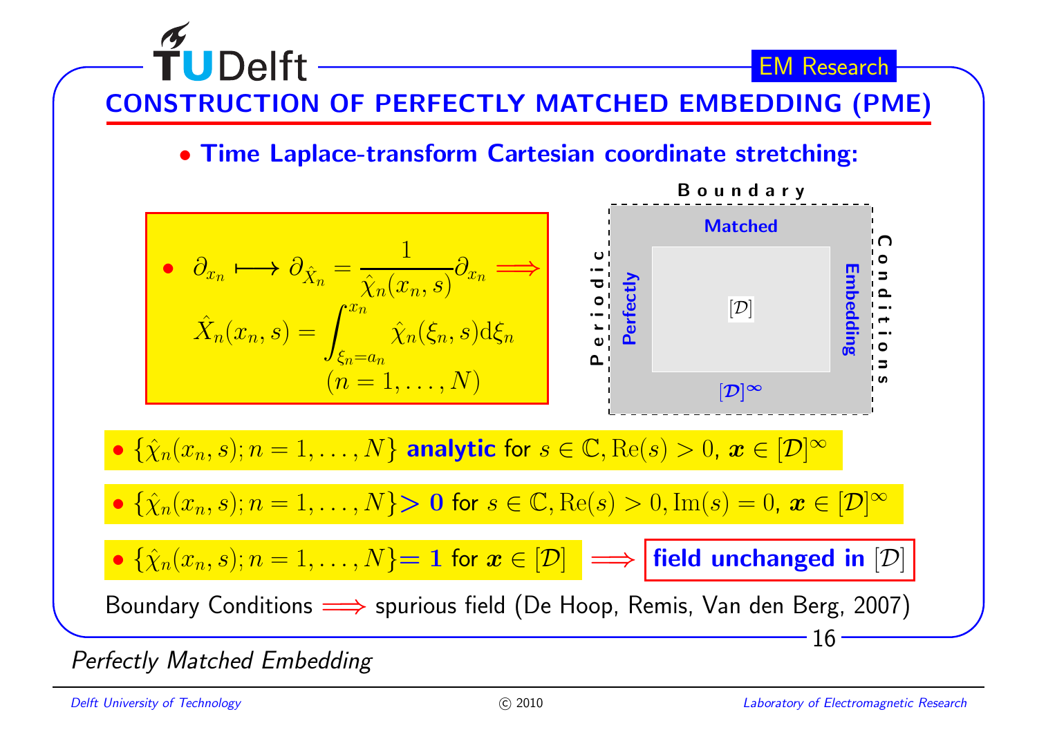## CONSTRUCTION OF PERFECTLY MATCHED EMBEDDING (PME)

- **Time Laplace-transform Cartesian coordinate stretching:**

- $\partial_{x_n} \longmapsto \partial_{\hat{X}_n} = \dfrac{1}{\hat{\chi}_n(x_n,s)}\partial_{x_n} \Longrightarrow$

$$\hat{X}_n(x_n,s) = \int_{\xi_n=a_n}^{x_n} \hat{\chi}_n(\xi_n,s)\mathrm{d}\xi_n$$

$$(n=1,\ldots,N)$$

Periodic Boundary Conditions

Perfectly Matched Embedding

$[\mathcal{D}]$

$[\mathcal{D}]^\infty$

- $\{\hat{\chi}_n(x_n,s); n=1,\ldots,N\}$ **analytic** for $s\in\mathbb{C}, \mathrm{Re}(s)>0$, $\boldsymbol{x}\in[\mathcal{D}]^\infty$
- $\{\hat{\chi}_n(x_n,s); n=1,\ldots,N\}$ **$>0$** for $s\in\mathbb{C}, \mathrm{Re}(s)>0, \mathrm{Im}(s)=0$, $\boldsymbol{x}\in[\mathcal{D}]^\infty$
- $\{\hat{\chi}_n(x_n,s); n=1,\ldots,N\}$ **$=1$** for $\boldsymbol{x}\in[\mathcal{D}]$ $\Longrightarrow$ **field unchanged in $[\mathcal{D}]$**

Boundary Conditions $\Longrightarrow$ spurious field (De Hoop, Remis, Van den Berg, 2007)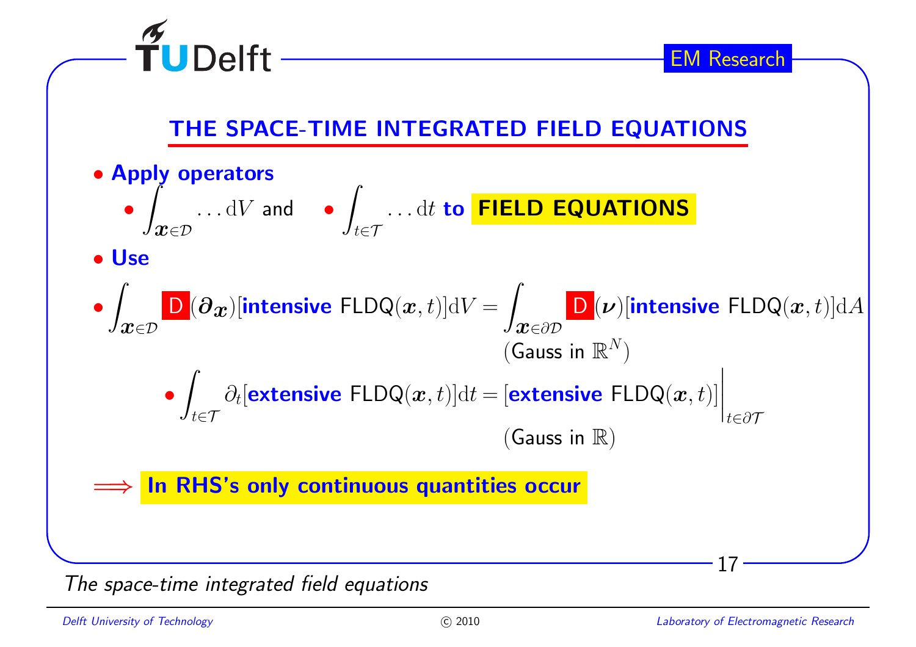## THE SPACE-TIME INTEGRATED FIELD EQUATIONS

- **Apply operators**
  - $\int_{\boldsymbol{x}\in\mathcal{D}} \ldots \mathrm{d}V$ and
  - $\int_{t\in\mathcal{T}} \ldots \mathrm{d}t$ **to FIELD EQUATIONS**
- **Use**
  - $\int_{\boldsymbol{x}\in\mathcal{D}} \mathsf{D}(\boldsymbol{\partial_x})[\textbf{intensive}\ \mathsf{FLDQ}(\boldsymbol{x},t)]\mathrm{d}V = \int_{\boldsymbol{x}\in\partial\mathcal{D}} \mathsf{D}(\boldsymbol{\nu})[\textbf{intensive}\ \mathsf{FLDQ}(\boldsymbol{x},t)]\mathrm{d}A$

    (Gauss in $\mathbb{R}^N$)
  - $\int_{t\in\mathcal{T}} \partial_t[\textbf{extensive}\ \mathsf{FLDQ}(\boldsymbol{x},t)]\mathrm{d}t = [\textbf{extensive}\ \mathsf{FLDQ}(\boldsymbol{x},t)]\Big|_{t\in\partial\mathcal{T}}$

    (Gauss in $\mathbb{R}$)

$\Longrightarrow$ **In RHS's only continuous quantities occur**

*The space-time integrated field equations*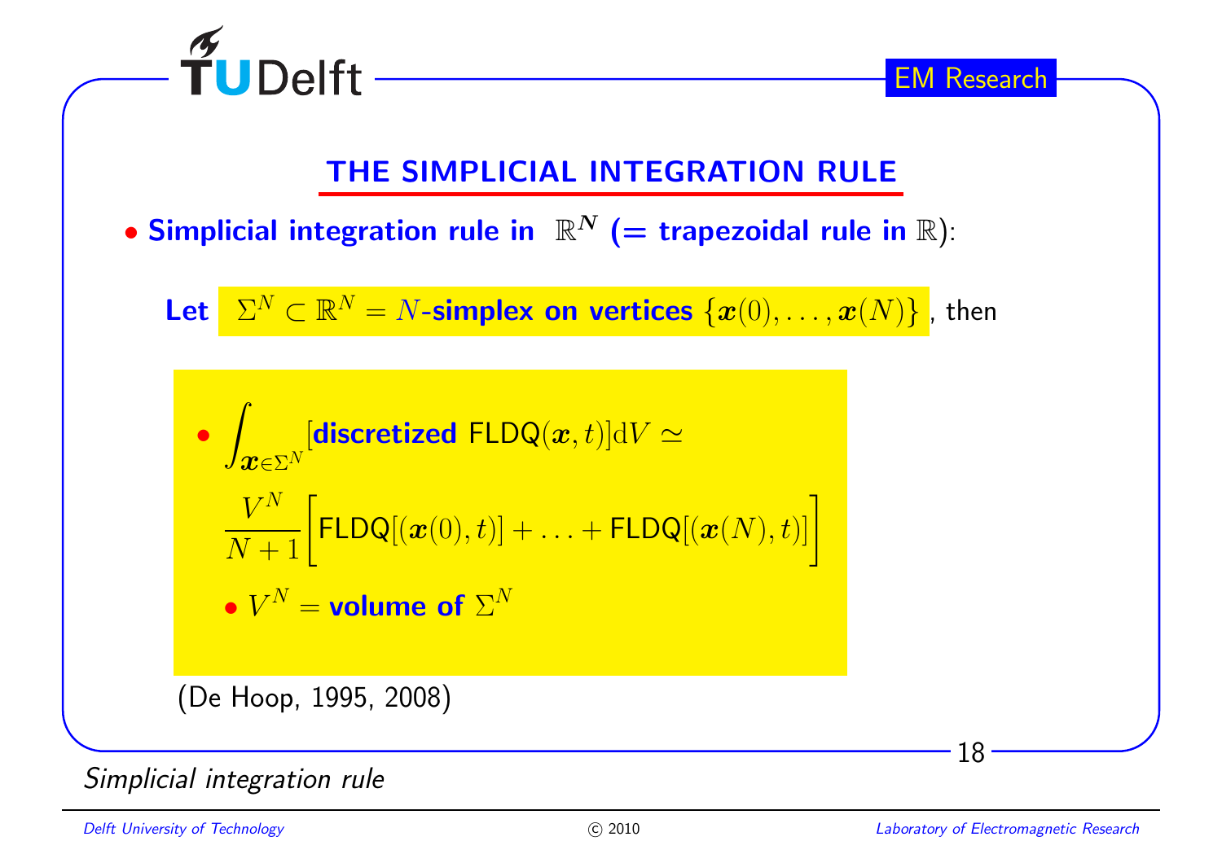## THE SIMPLICIAL INTEGRATION RULE

- **Simplicial integration rule in $\mathbb{R}^{\boldsymbol{N}}$ (= trapezoidal rule in** $\mathbb{R}$):

**Let** $\Sigma^N \subset \mathbb{R}^N = N$**-simplex on vertices** $\{\boldsymbol{x}(0), \ldots, \boldsymbol{x}(N)\}$, then

- $$\int_{\boldsymbol{x} \in \Sigma^N} [\textbf{discretized } \mathsf{FLDQ}(\boldsymbol{x}, t)] \mathrm{d}V \simeq$$

  $$\frac{V^N}{N+1} \Big[ \mathsf{FLDQ}[(\boldsymbol{x}(0), t)] + \ldots + \mathsf{FLDQ}[(\boldsymbol{x}(N), t)] \Big]$$

  - $V^N =$ **volume of** $\Sigma^N$

(De Hoop, 1995, 2008)

*Simplicial integration rule*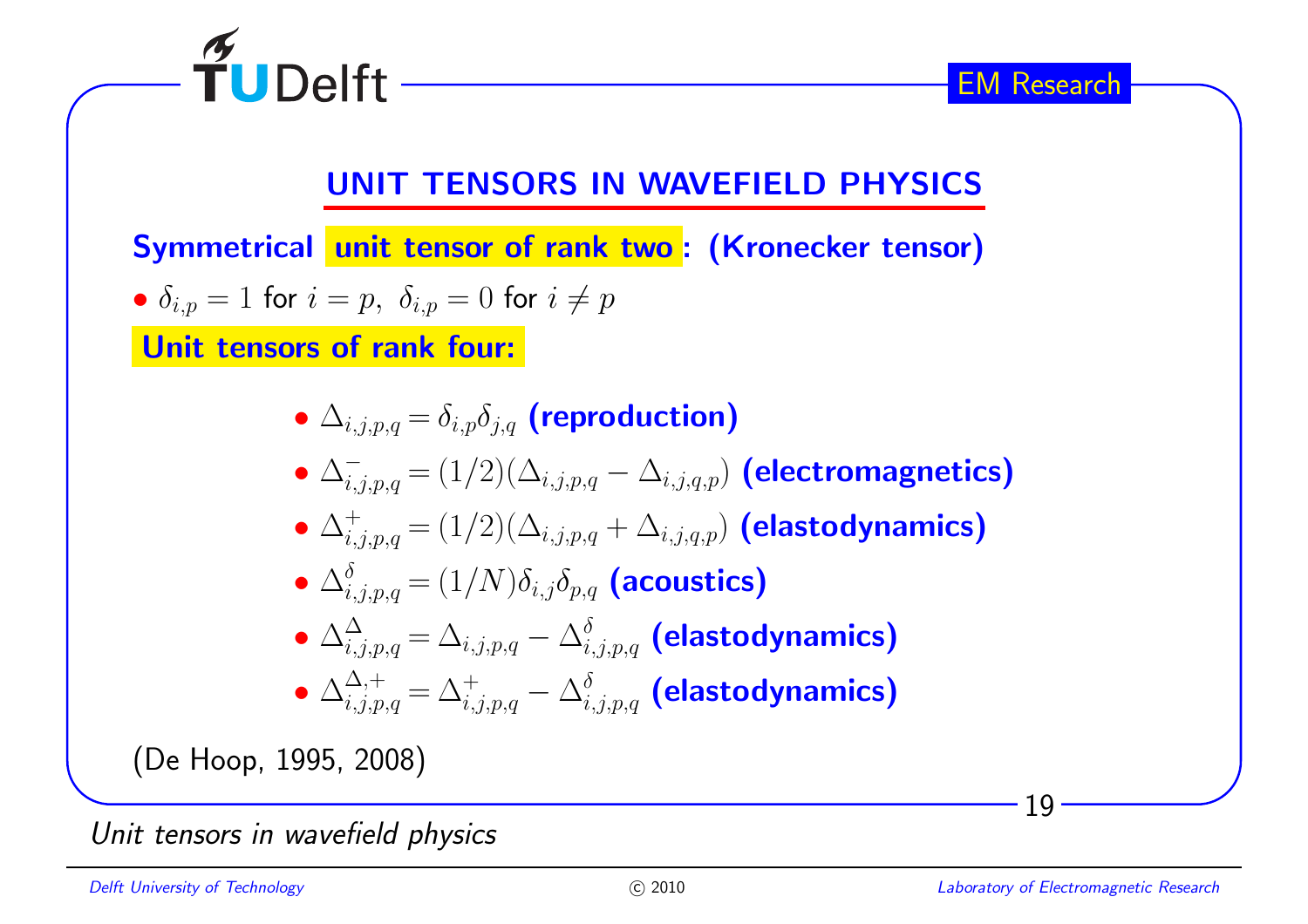## UNIT TENSORS IN WAVEFIELD PHYSICS

**Symmetrical unit tensor of rank two: (Kronecker tensor)**

- $\delta_{i,p} = 1$ for $i = p$, $\delta_{i,p} = 0$ for $i \neq p$

**Unit tensors of rank four:**

- $\Delta_{i,j,p,q} = \delta_{i,p}\delta_{j,q}$ **(reproduction)**
- $\Delta^{-}_{i,j,p,q} = (1/2)(\Delta_{i,j,p,q} - \Delta_{i,j,q,p})$ **(electromagnetics)**
- $\Delta^{+}_{i,j,p,q} = (1/2)(\Delta_{i,j,p,q} + \Delta_{i,j,q,p})$ **(elastodynamics)**
- $\Delta^{\delta}_{i,j,p,q} = (1/N)\delta_{i,j}\delta_{p,q}$ **(acoustics)**
- $\Delta^{\Delta}_{i,j,p,q} = \Delta_{i,j,p,q} - \Delta^{\delta}_{i,j,p,q}$ **(elastodynamics)**
- $\Delta^{\Delta,+}_{i,j,p,q} = \Delta^{+}_{i,j,p,q} - \Delta^{\delta}_{i,j,p,q}$ **(elastodynamics)**

(De Hoop, 1995, 2008)

*Unit tensors in wavefield physics*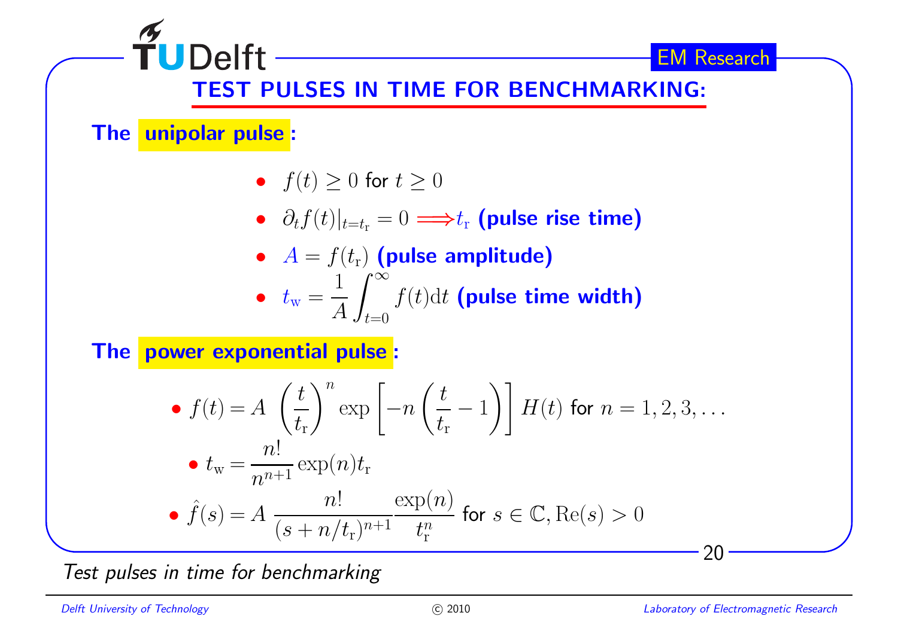## TEST PULSES IN TIME FOR BENCHMARKING:

**The unipolar pulse:**

- $f(t) \geq 0$ for $t \geq 0$
- $\partial_t f(t)|_{t=t_\mathrm{r}} = 0 \Longrightarrow t_\mathrm{r}$ **(pulse rise time)**
- $A = f(t_\mathrm{r})$ **(pulse amplitude)**
- $t_\mathrm{w} = \dfrac{1}{A}\displaystyle\int_{t=0}^{\infty} f(t)\mathrm{d}t$ **(pulse time width)**

**The power exponential pulse:**

- $f(t) = A \left(\dfrac{t}{t_\mathrm{r}}\right)^n \exp\left[-n\left(\dfrac{t}{t_\mathrm{r}} - 1\right)\right] H(t)$ for $n = 1, 2, 3, \ldots$
- $t_\mathrm{w} = \dfrac{n!}{n^{n+1}} \exp(n) t_\mathrm{r}$
- $\hat{f}(s) = A \dfrac{n!}{(s + n/t_\mathrm{r})^{n+1}} \dfrac{\exp(n)}{t_\mathrm{r}^n}$ for $s \in \mathbb{C}, \mathrm{Re}(s) > 0$

*Test pulses in time for benchmarking*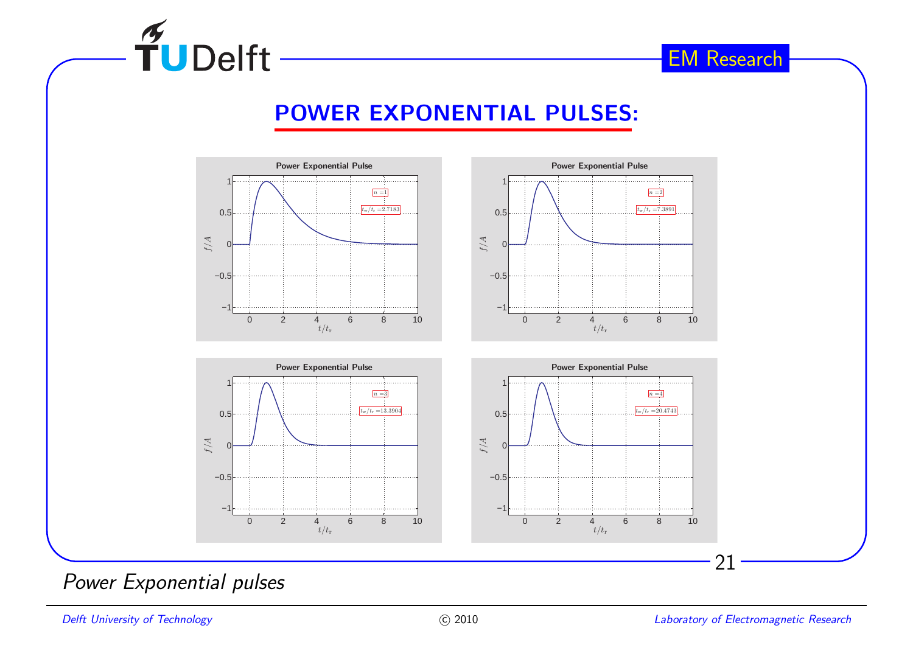# POWER EXPONENTIAL PULSES:

**Power Exponential Pulse**

$n=1$, $t_w/t_r = 2.7183$

**Power Exponential Pulse**

$n=2$, $t_w/t_r = 7.3891$

**Power Exponential Pulse**

$n=3$, $t_w/t_r = 13.3904$

**Power Exponential Pulse**

$n=4$, $t_w/t_r = 20.4743$

*Power Exponential pulses*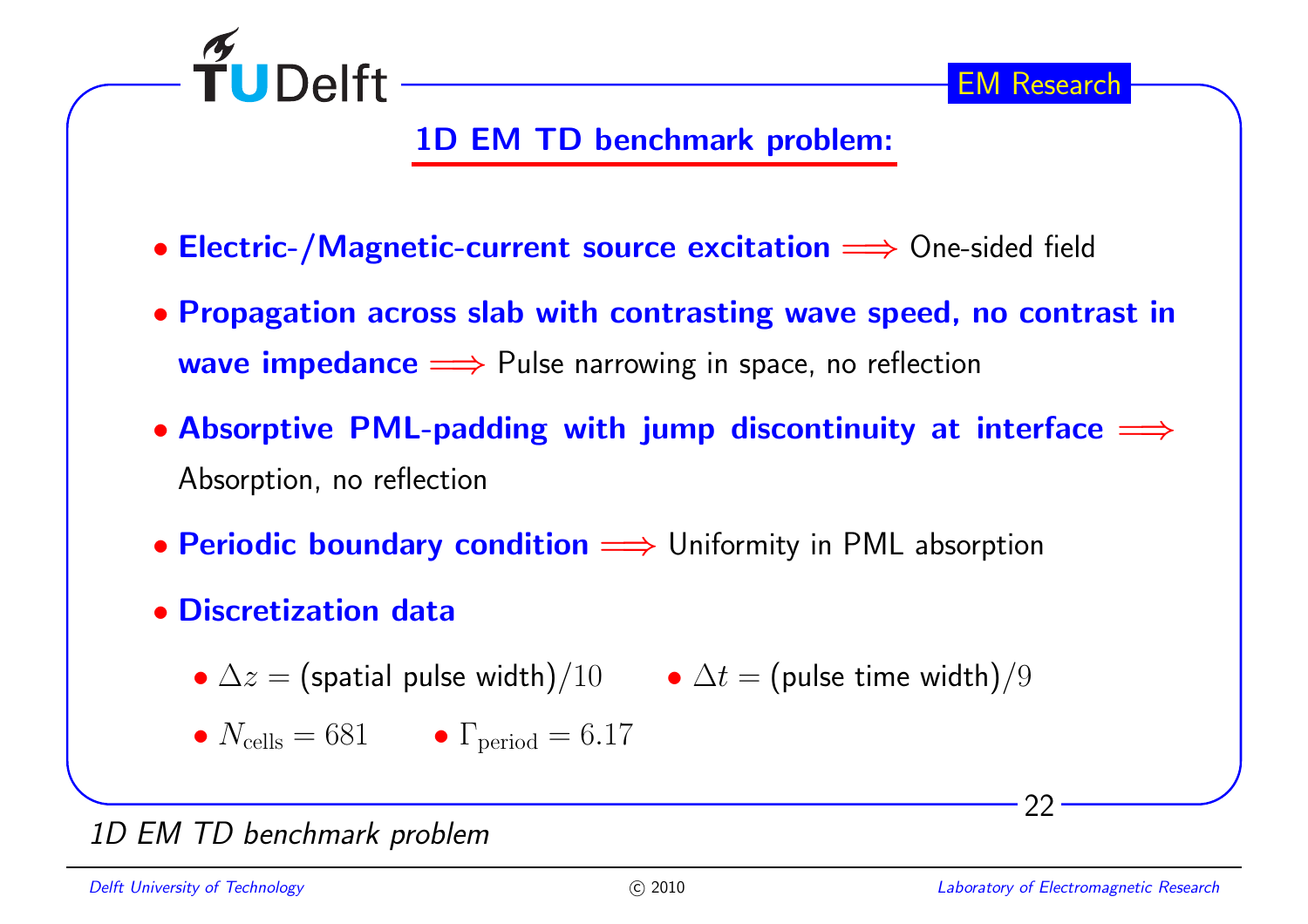## 1D EM TD benchmark problem:

- **Electric-/Magnetic-current source excitation** $\Longrightarrow$ One-sided field
- **Propagation across slab with contrasting wave speed, no contrast in wave impedance** $\Longrightarrow$ Pulse narrowing in space, no reflection
- **Absorptive PML-padding with jump discontinuity at interface** $\Longrightarrow$ Absorption, no reflection
- **Periodic boundary condition** $\Longrightarrow$ Uniformity in PML absorption
- **Discretization data**
  - $\Delta z = (\text{spatial pulse width})/10$
  - $\Delta t = (\text{pulse time width})/9$
  - $N_{\text{cells}} = 681$
  - $\Gamma_{\text{period}} = 6.17$

*1D EM TD benchmark problem*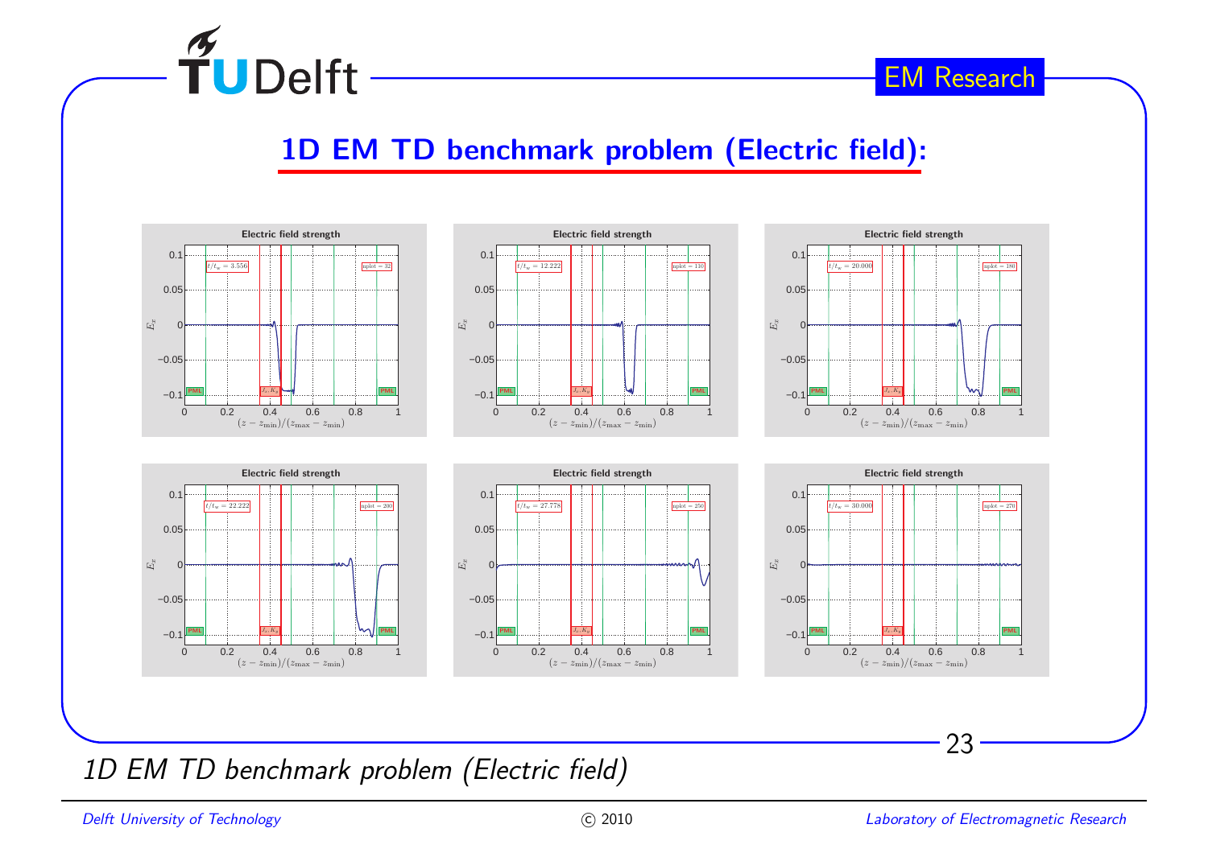## 1D EM TD benchmark problem (Electric field):

*1D EM TD benchmark problem (Electric field)*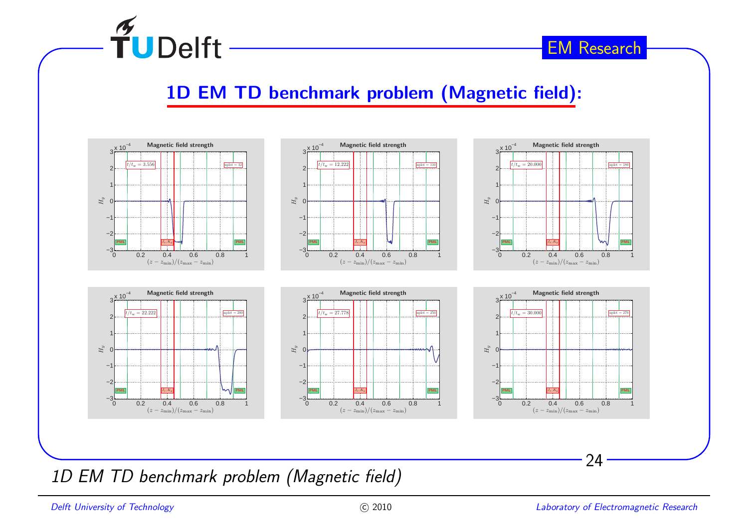## 1D EM TD benchmark problem (Magnetic field):

*1D EM TD benchmark problem (Magnetic field)*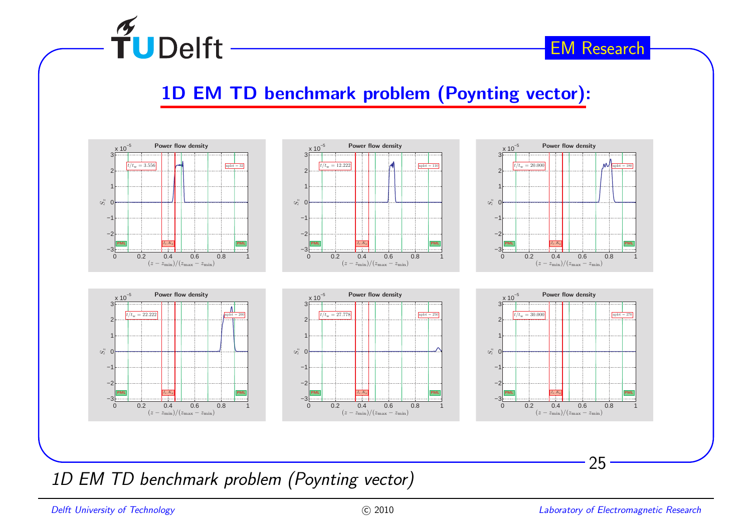## 1D EM TD benchmark problem (Poynting vector):

*1D EM TD benchmark problem (Poynting vector)*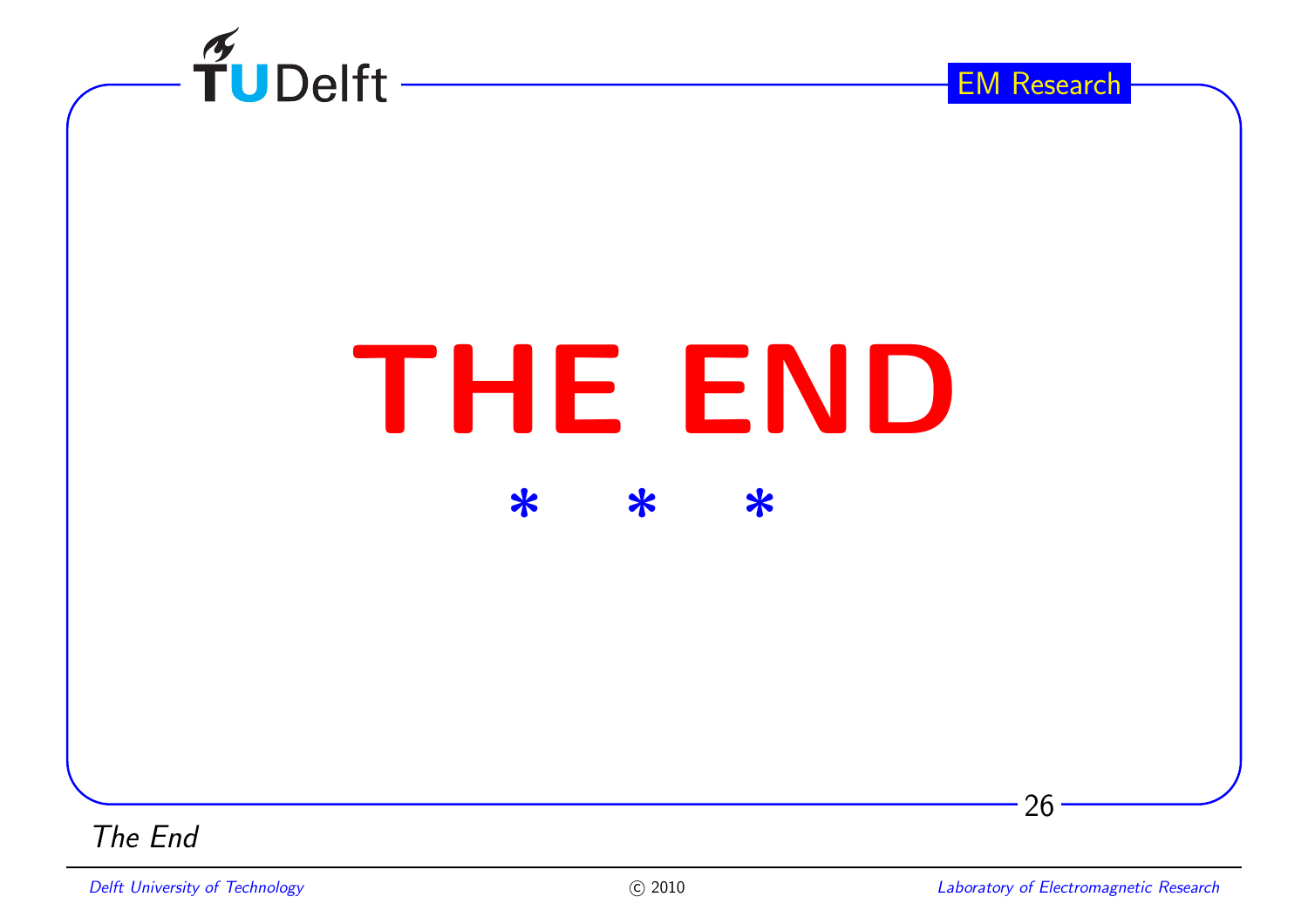# THE END

* * *